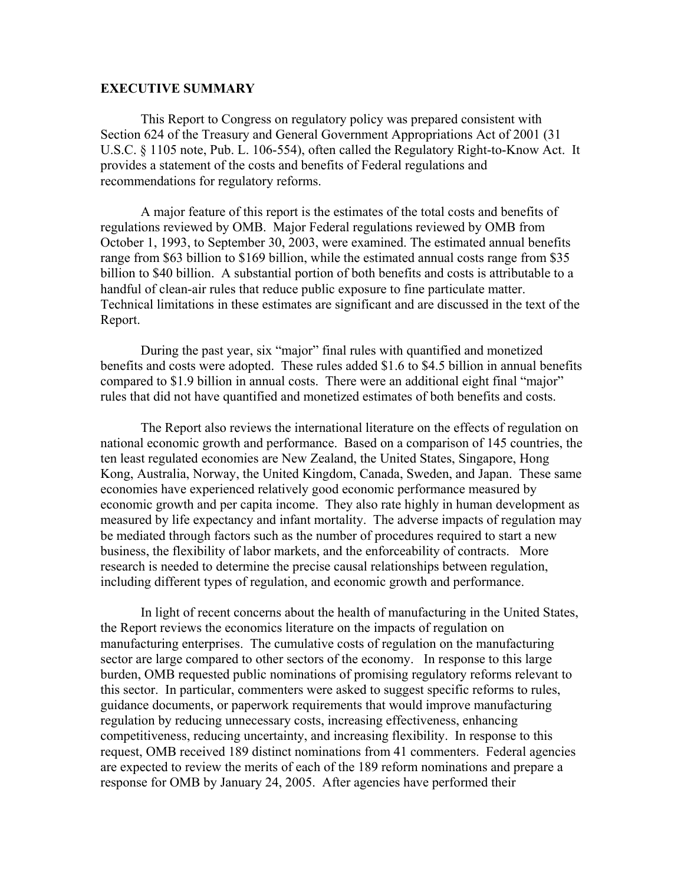## EXECUTIVE SUMMARY

This Report to Congress on regulatory policy was prepared consistent with Section 624 of the Treasury and General Government Appropriations Act of 2001 (31 U.S.C. § 1105 note, Pub. L. 106-554), often called the Regulatory Right-to-Know Act. It provides a statement of the costs and benefits of Federal regulations and recommendations for regulatory reforms.

A major feature of this report is the estimates of the total costs and benefits of regulations reviewed by OMB. Major Federal regulations reviewed by OMB from October 1, 1993, to September 30, 2003, were examined. The estimated annual benefits range from $63 billion to $169 billion, while the estimated annual costs range from $35 billion to $40 billion. A substantial portion of both benefits and costs is attributable to a handful of clean-air rules that reduce public exposure to fine particulate matter. Technical limitations in these estimates are significant and are discussed in the text of the Report.

During the past year, six "major" final rules with quantified and monetized benefits and costs were adopted. These rules added $1.6 to $4.5 billion in annual benefits compared to $1.9 billion in annual costs. There were an additional eight final "major" rules that did not have quantified and monetized estimates of both benefits and costs.

The Report also reviews the international literature on the effects of regulation on national economic growth and performance. Based on a comparison of 145 countries, the ten least regulated economies are New Zealand, the United States, Singapore, Hong Kong, Australia, Norway, the United Kingdom, Canada, Sweden, and Japan. These same economies have experienced relatively good economic performance measured by economic growth and per capita income. They also rate highly in human development as measured by life expectancy and infant mortality. The adverse impacts of regulation may be mediated through factors such as the number of procedures required to start a new business, the flexibility of labor markets, and the enforceability of contracts. More research is needed to determine the precise causal relationships between regulation, including different types of regulation, and economic growth and performance.

In light of recent concerns about the health of manufacturing in the United States, the Report reviews the economics literature on the impacts of regulation on manufacturing enterprises. The cumulative costs of regulation on the manufacturing sector are large compared to other sectors of the economy. In response to this large burden, OMB requested public nominations of promising regulatory reforms relevant to this sector. In particular, commenters were asked to suggest specific reforms to rules, guidance documents, or paperwork requirements that would improve manufacturing regulation by reducing unnecessary costs, increasing effectiveness, enhancing competitiveness, reducing uncertainty, and increasing flexibility. In response to this request, OMB received 189 distinct nominations from 41 commenters. Federal agencies are expected to review the merits of each of the 189 reform nominations and prepare a response for OMB by January 24, 2005. After agencies have performed their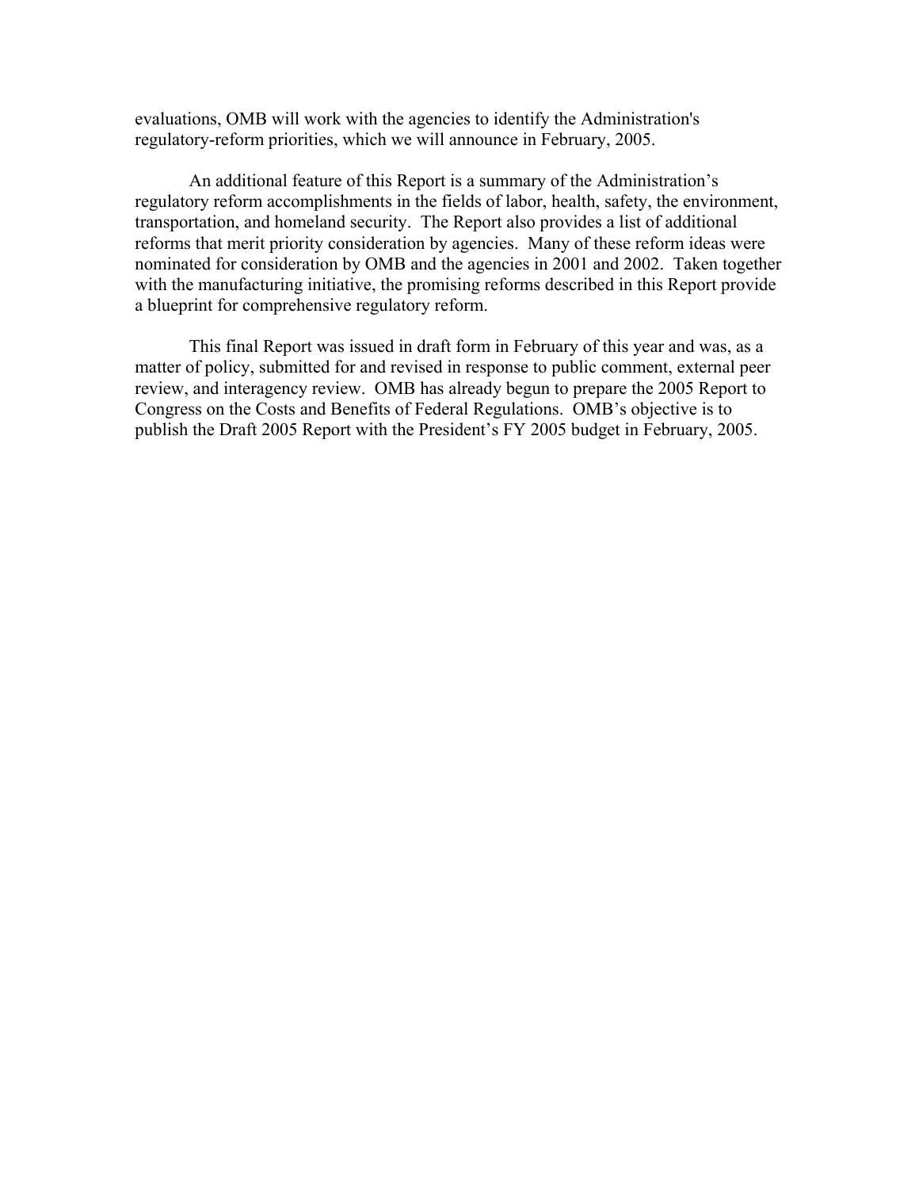evaluations, OMB will work with the agencies to identify the Administration's regulatory-reform priorities, which we will announce in February, 2005.

An additional feature of this Report is a summary of the Administration's regulatory reform accomplishments in the fields of labor, health, safety, the environment, transportation, and homeland security. The Report also provides a list of additional reforms that merit priority consideration by agencies. Many of these reform ideas were nominated for consideration by OMB and the agencies in 2001 and 2002. Taken together with the manufacturing initiative, the promising reforms described in this Report provide a blueprint for comprehensive regulatory reform.

This final Report was issued in draft form in February of this year and was, as a matter of policy, submitted for and revised in response to public comment, external peer review, and interagency review. OMB has already begun to prepare the 2005 Report to Congress on the Costs and Benefits of Federal Regulations. OMB's objective is to publish the Draft 2005 Report with the President's FY 2005 budget in February, 2005.